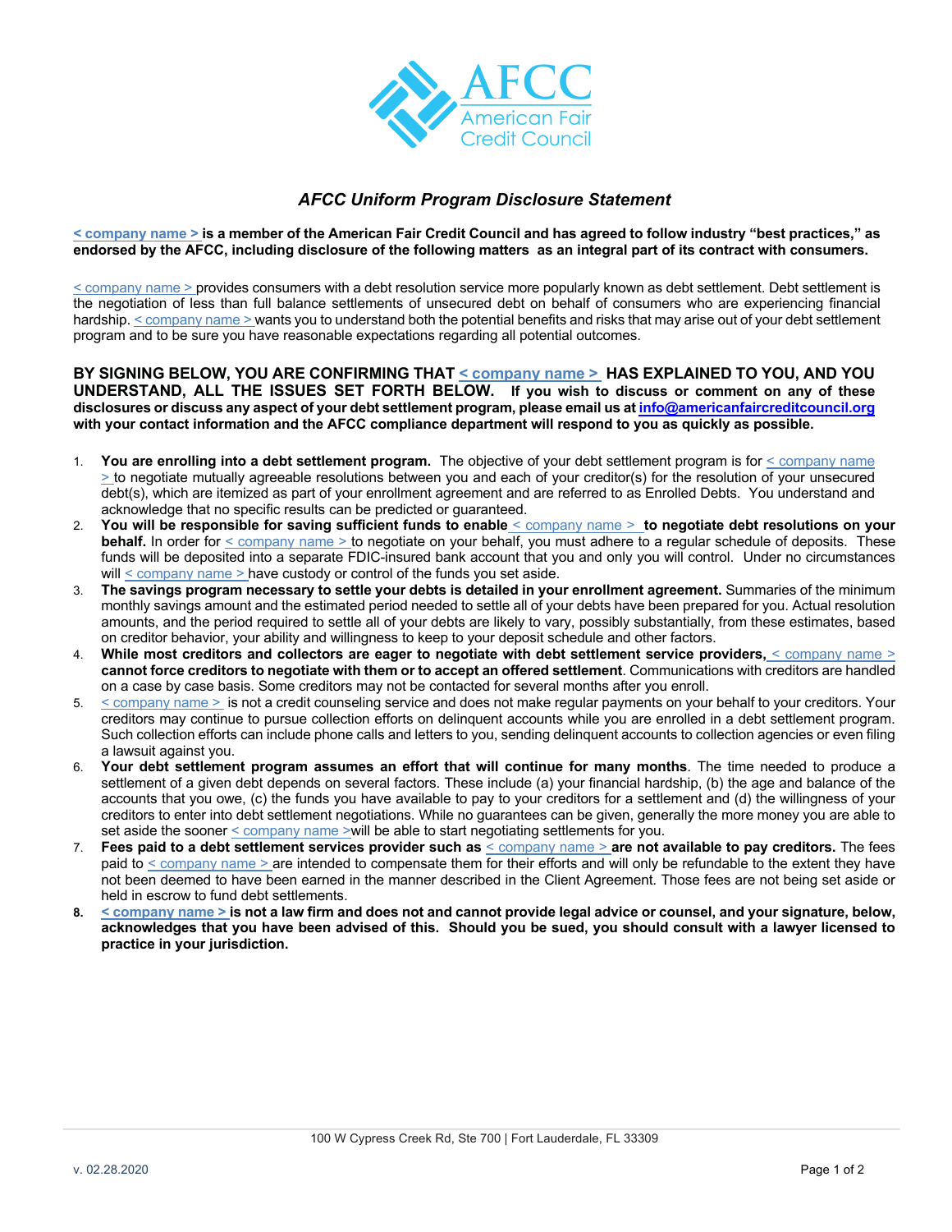AFCC
American Fair Credit Council

## *AFCC Uniform Program Disclosure Statement*

**< company name > is a member of the American Fair Credit Council and has agreed to follow industry "best practices," as endorsed by the AFCC, including disclosure of the following matters as an integral part of its contract with consumers.**

< company name > provides consumers with a debt resolution service more popularly known as debt settlement. Debt settlement is the negotiation of less than full balance settlements of unsecured debt on behalf of consumers who are experiencing financial hardship. < company name > wants you to understand both the potential benefits and risks that may arise out of your debt settlement program and to be sure you have reasonable expectations regarding all potential outcomes.

**BY SIGNING BELOW, YOU ARE CONFIRMING THAT < company name > HAS EXPLAINED TO YOU, AND YOU UNDERSTAND, ALL THE ISSUES SET FORTH BELOW. If you wish to discuss or comment on any of these disclosures or discuss any aspect of your debt settlement program, please email us at info@americanfaircreditcouncil.org with your contact information and the AFCC compliance department will respond to you as quickly as possible.**

1. **You are enrolling into a debt settlement program.** The objective of your debt settlement program is for < company name > to negotiate mutually agreeable resolutions between you and each of your creditor(s) for the resolution of your unsecured debt(s), which are itemized as part of your enrollment agreement and are referred to as Enrolled Debts. You understand and acknowledge that no specific results can be predicted or guaranteed.
2. **You will be responsible for saving sufficient funds to enable < company name > to negotiate debt resolutions on your behalf.** In order for < company name > to negotiate on your behalf, you must adhere to a regular schedule of deposits. These funds will be deposited into a separate FDIC-insured bank account that you and only you will control. Under no circumstances will < company name > have custody or control of the funds you set aside.
3. **The savings program necessary to settle your debts is detailed in your enrollment agreement.** Summaries of the minimum monthly savings amount and the estimated period needed to settle all of your debts have been prepared for you. Actual resolution amounts, and the period required to settle all of your debts are likely to vary, possibly substantially, from these estimates, based on creditor behavior, your ability and willingness to keep to your deposit schedule and other factors.
4. **While most creditors and collectors are eager to negotiate with debt settlement service providers, < company name > cannot force creditors to negotiate with them or to accept an offered settlement**. Communications with creditors are handled on a case by case basis. Some creditors may not be contacted for several months after you enroll.
5. < company name > is not a credit counseling service and does not make regular payments on your behalf to your creditors. Your creditors may continue to pursue collection efforts on delinquent accounts while you are enrolled in a debt settlement program. Such collection efforts can include phone calls and letters to you, sending delinquent accounts to collection agencies or even filing a lawsuit against you.
6. **Your debt settlement program assumes an effort that will continue for many months**. The time needed to produce a settlement of a given debt depends on several factors. These include (a) your financial hardship, (b) the age and balance of the accounts that you owe, (c) the funds you have available to pay to your creditors for a settlement and (d) the willingness of your creditors to enter into debt settlement negotiations. While no guarantees can be given, generally the more money you are able to set aside the sooner < company name > will be able to start negotiating settlements for you.
7. **Fees paid to a debt settlement services provider such as < company name > are not available to pay creditors.** The fees paid to < company name > are intended to compensate them for their efforts and will only be refundable to the extent they have not been deemed to have been earned in the manner described in the Client Agreement. Those fees are not being set aside or held in escrow to fund debt settlements.
8. **< company name > is not a law firm and does not and cannot provide legal advice or counsel, and your signature, below, acknowledges that you have been advised of this. Should you be sued, you should consult with a lawyer licensed to practice in your jurisdiction.**

100 W Cypress Creek Rd, Ste 700 | Fort Lauderdale, FL 33309

v. 02.28.2020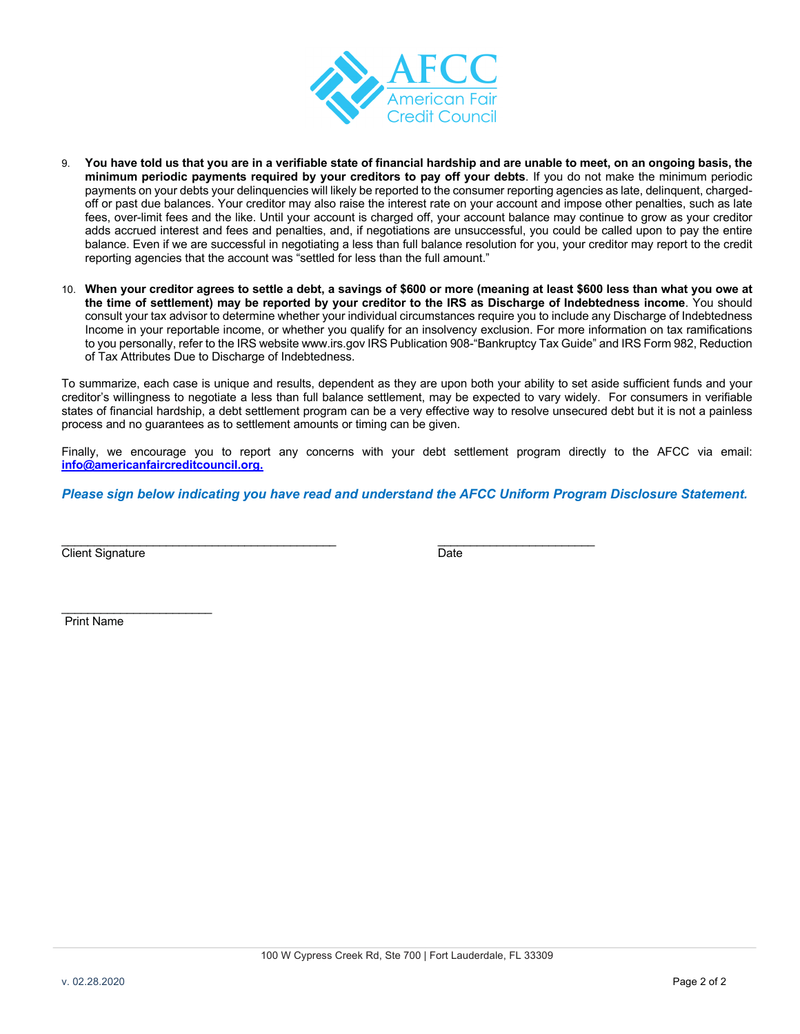AFCC American Fair Credit Council

9. **You have told us that you are in a verifiable state of financial hardship and are unable to meet, on an ongoing basis, the minimum periodic payments required by your creditors to pay off your debts**. If you do not make the minimum periodic payments on your debts your delinquencies will likely be reported to the consumer reporting agencies as late, delinquent, charged-off or past due balances. Your creditor may also raise the interest rate on your account and impose other penalties, such as late fees, over-limit fees and the like. Until your account is charged off, your account balance may continue to grow as your creditor adds accrued interest and fees and penalties, and, if negotiations are unsuccessful, you could be called upon to pay the entire balance. Even if we are successful in negotiating a less than full balance resolution for you, your creditor may report to the credit reporting agencies that the account was "settled for less than the full amount."

10. **When your creditor agrees to settle a debt, a savings of $600 or more (meaning at least $600 less than what you owe at the time of settlement) may be reported by your creditor to the IRS as Discharge of Indebtedness income**. You should consult your tax advisor to determine whether your individual circumstances require you to include any Discharge of Indebtedness Income in your reportable income, or whether you qualify for an insolvency exclusion. For more information on tax ramifications to you personally, refer to the IRS website www.irs.gov IRS Publication 908-"Bankruptcy Tax Guide" and IRS Form 982, Reduction of Tax Attributes Due to Discharge of Indebtedness.

To summarize, each case is unique and results, dependent as they are upon both your ability to set aside sufficient funds and your creditor's willingness to negotiate a less than full balance settlement, may be expected to vary widely. For consumers in verifiable states of financial hardship, a debt settlement program can be a very effective way to resolve unsecured debt but it is not a painless process and no guarantees as to settlement amounts or timing can be given.

Finally, we encourage you to report any concerns with your debt settlement program directly to the AFCC via email: **info@americanfaircreditcouncil.org.**

***Please sign below indicating you have read and understand the AFCC Uniform Program Disclosure Statement.***

_________________________________________ Client Signature

________________________ Date

______________________ Print Name

100 W Cypress Creek Rd, Ste 700 | Fort Lauderdale, FL 33309

v. 02.28.2020